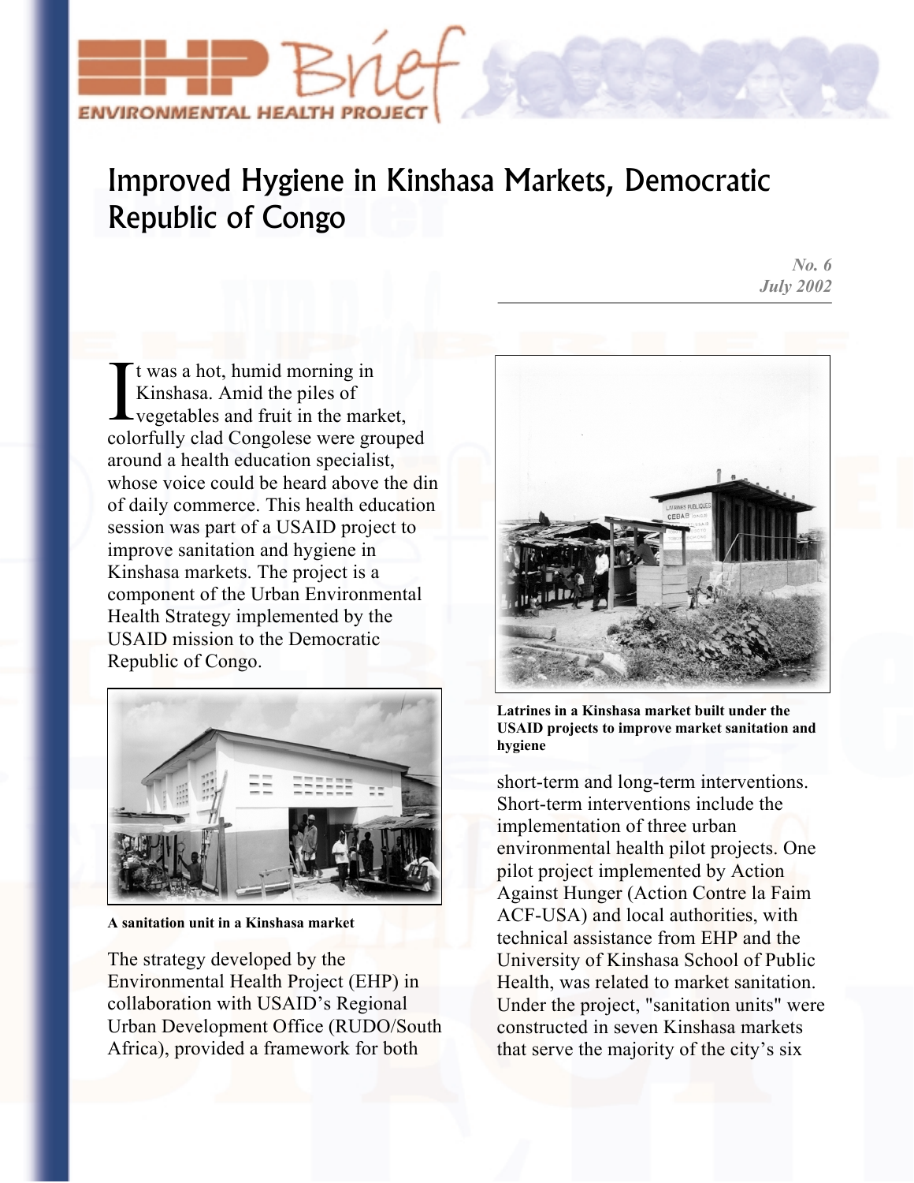# Improved Hygiene in Kinshasa Markets, Democratic Republic of Congo

*No. 6*
*July 2002*

It was a hot, humid morning in Kinshasa. Amid the piles of vegetables and fruit in the market, colorfully clad Congolese were grouped around a health education specialist, whose voice could be heard above the din of daily commerce. This health education session was part of a USAID project to improve sanitation and hygiene in Kinshasa markets. The project is a component of the Urban Environmental Health Strategy implemented by the USAID mission to the Democratic Republic of Congo.

**A sanitation unit in a Kinshasa market**

The strategy developed by the Environmental Health Project (EHP) in collaboration with USAID's Regional Urban Development Office (RUDO/South Africa), provided a framework for both short-term and long-term interventions. Short-term interventions include the implementation of three urban environmental health pilot projects. One pilot project implemented by Action Against Hunger (Action Contre la Faim ACF-USA) and local authorities, with technical assistance from EHP and the University of Kinshasa School of Public Health, was related to market sanitation. Under the project, "sanitation units" were constructed in seven Kinshasa markets that serve the majority of the city's six

**Latrines in a Kinshasa market built under the USAID projects to improve market sanitation and hygiene**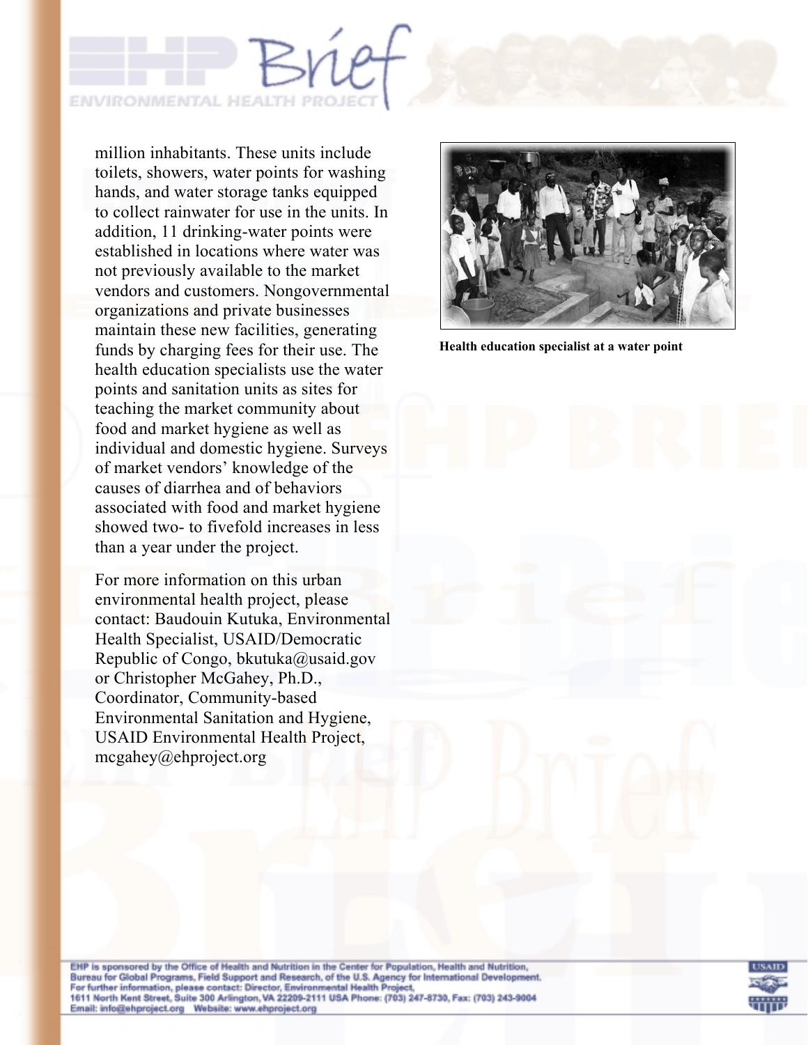million inhabitants. These units include toilets, showers, water points for washing hands, and water storage tanks equipped to collect rainwater for use in the units. In addition, 11 drinking-water points were established in locations where water was not previously available to the market vendors and customers. Nongovernmental organizations and private businesses maintain these new facilities, generating funds by charging fees for their use. The health education specialists use the water points and sanitation units as sites for teaching the market community about food and market hygiene as well as individual and domestic hygiene. Surveys of market vendors' knowledge of the causes of diarrhea and of behaviors associated with food and market hygiene showed two- to fivefold increases in less than a year under the project.

**Health education specialist at a water point**

For more information on this urban environmental health project, please contact: Baudouin Kutuka, Environmental Health Specialist, USAID/Democratic Republic of Congo, bkutuka@usaid.gov or Christopher McGahey, Ph.D., Coordinator, Community-based Environmental Sanitation and Hygiene, USAID Environmental Health Project, mcgahey@ehproject.org

EHP is sponsored by the Office of Health and Nutrition in the Center for Population, Health and Nutrition, Bureau for Global Programs, Field Support and Research, of the U.S. Agency for International Development.
For further information, please contact: Director, Environmental Health Project,
1611 North Kent Street, Suite 300 Arlington, VA 22209-2111 USA Phone: (703) 247-8730, Fax: (703) 243-9004
Email: info@ehproject.org Website: www.ehproject.org